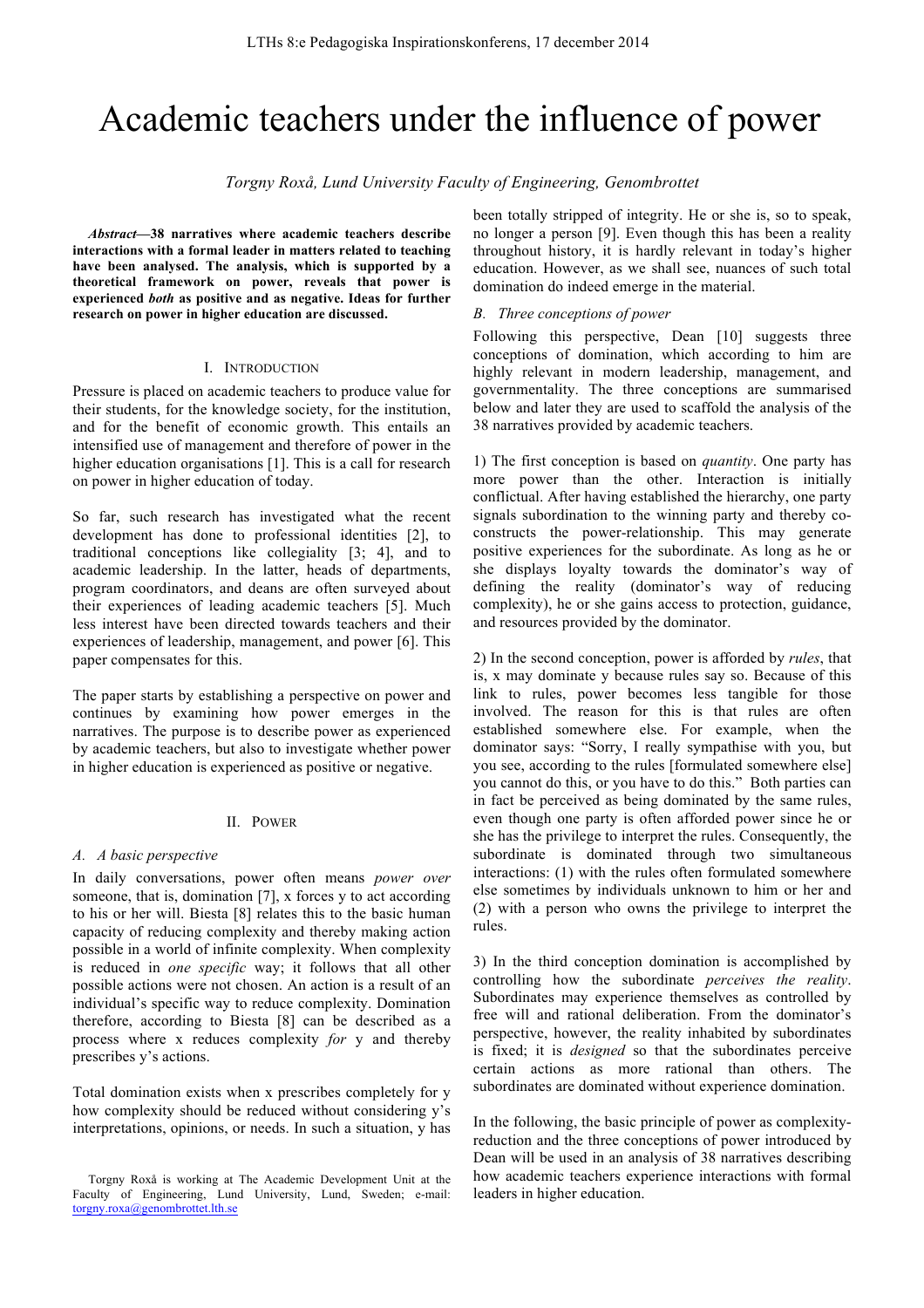# Academic teachers under the influence of power

*Torgny Roxå, Lund University Faculty of Engineering, Genombrottet*

***Abstract*—38 narratives where academic teachers describe interactions with a formal leader in matters related to teaching have been analysed. The analysis, which is supported by a theoretical framework on power, reveals that power is experienced *both* as positive and as negative. Ideas for further research on power in higher education are discussed.**

## I. Introduction

Pressure is placed on academic teachers to produce value for their students, for the knowledge society, for the institution, and for the benefit of economic growth. This entails an intensified use of management and therefore of power in the higher education organisations [1]. This is a call for research on power in higher education of today.

So far, such research has investigated what the recent development has done to professional identities [2], to traditional conceptions like collegiality [3; 4], and to academic leadership. In the latter, heads of departments, program coordinators, and deans are often surveyed about their experiences of leading academic teachers [5]. Much less interest have been directed towards teachers and their experiences of leadership, management, and power [6]. This paper compensates for this.

The paper starts by establishing a perspective on power and continues by examining how power emerges in the narratives. The purpose is to describe power as experienced by academic teachers, but also to investigate whether power in higher education is experienced as positive or negative.

## II. Power

### *A. A basic perspective*

In daily conversations, power often means *power over* someone, that is, domination [7], x forces y to act according to his or her will. Biesta [8] relates this to the basic human capacity of reducing complexity and thereby making action possible in a world of infinite complexity. When complexity is reduced in *one specific* way; it follows that all other possible actions were not chosen. An action is a result of an individual's specific way to reduce complexity. Domination therefore, according to Biesta [8] can be described as a process where x reduces complexity *for* y and thereby prescribes y's actions.

Total domination exists when x prescribes completely for y how complexity should be reduced without considering y's interpretations, opinions, or needs. In such a situation, y has been totally stripped of integrity. He or she is, so to speak, no longer a person [9]. Even though this has been a reality throughout history, it is hardly relevant in today's higher education. However, as we shall see, nuances of such total domination do indeed emerge in the material.

### *B. Three conceptions of power*

Following this perspective, Dean [10] suggests three conceptions of domination, which according to him are highly relevant in modern leadership, management, and governmentality. The three conceptions are summarised below and later they are used to scaffold the analysis of the 38 narratives provided by academic teachers.

1) The first conception is based on *quantity*. One party has more power than the other. Interaction is initially conflictual. After having established the hierarchy, one party signals subordination to the winning party and thereby co-constructs the power-relationship. This may generate positive experiences for the subordinate. As long as he or she displays loyalty towards the dominator's way of defining the reality (dominator's way of reducing complexity), he or she gains access to protection, guidance, and resources provided by the dominator.

2) In the second conception, power is afforded by *rules*, that is, x may dominate y because rules say so. Because of this link to rules, power becomes less tangible for those involved. The reason for this is that rules are often established somewhere else. For example, when the dominator says: "Sorry, I really sympathise with you, but you see, according to the rules [formulated somewhere else] you cannot do this, or you have to do this." Both parties can in fact be perceived as being dominated by the same rules, even though one party is often afforded power since he or she has the privilege to interpret the rules. Consequently, the subordinate is dominated through two simultaneous interactions: (1) with the rules often formulated somewhere else sometimes by individuals unknown to him or her and (2) with a person who owns the privilege to interpret the rules.

3) In the third conception domination is accomplished by controlling how the subordinate *perceives the reality*. Subordinates may experience themselves as controlled by free will and rational deliberation. From the dominator's perspective, however, the reality inhabited by subordinates is fixed; it is *designed* so that the subordinates perceive certain actions as more rational than others. The subordinates are dominated without experience domination.

In the following, the basic principle of power as complexity-reduction and the three conceptions of power introduced by Dean will be used in an analysis of 38 narratives describing how academic teachers experience interactions with formal leaders in higher education.

Torgny Roxå is working at The Academic Development Unit at the Faculty of Engineering, Lund University, Lund, Sweden; e-mail: torgny.roxa@genombrottet.lth.se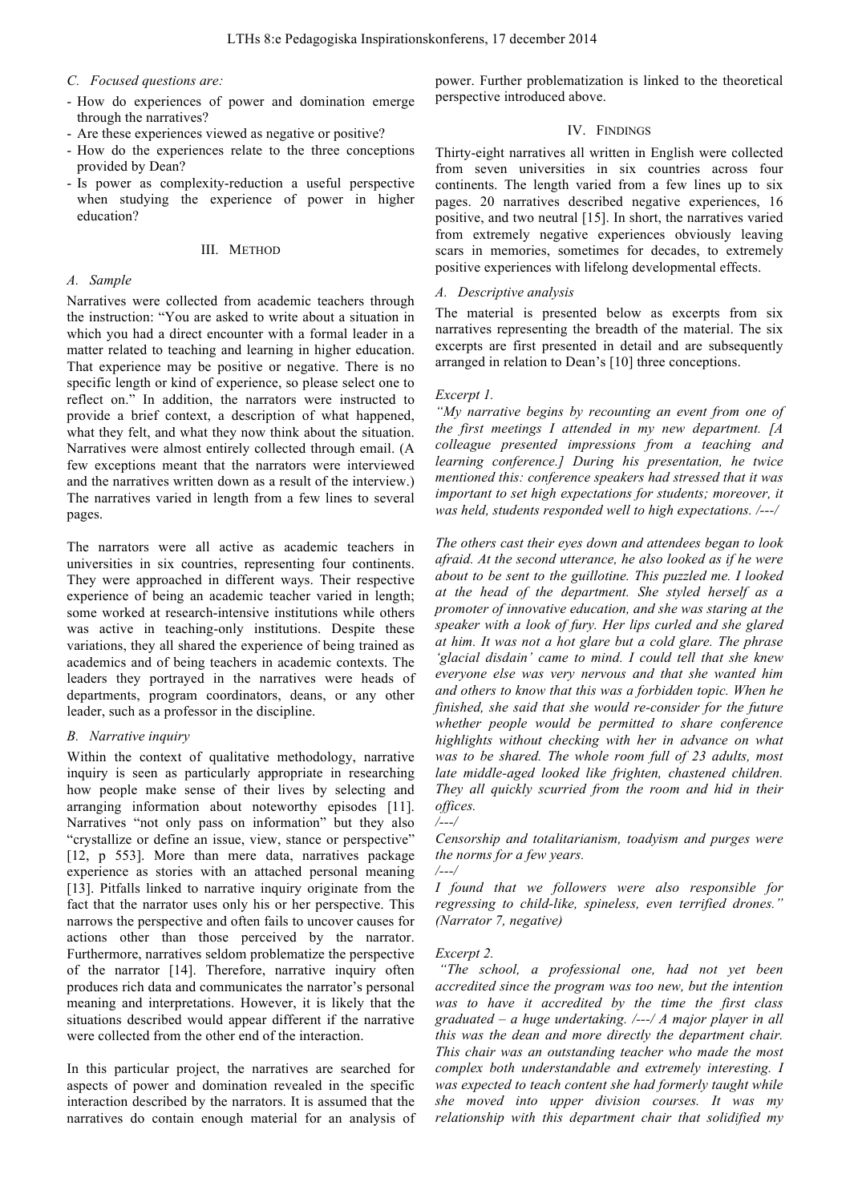### C. Focused questions are:

- How do experiences of power and domination emerge through the narratives?
- Are these experiences viewed as negative or positive?
- How do the experiences relate to the three conceptions provided by Dean?
- Is power as complexity-reduction a useful perspective when studying the experience of power in higher education?

## III. Method

### A. Sample

Narratives were collected from academic teachers through the instruction: "You are asked to write about a situation in which you had a direct encounter with a formal leader in a matter related to teaching and learning in higher education. That experience may be positive or negative. There is no specific length or kind of experience, so please select one to reflect on." In addition, the narrators were instructed to provide a brief context, a description of what happened, what they felt, and what they now think about the situation. Narratives were almost entirely collected through email. (A few exceptions meant that the narrators were interviewed and the narratives written down as a result of the interview.) The narratives varied in length from a few lines to several pages.

The narrators were all active as academic teachers in universities in six countries, representing four continents. They were approached in different ways. Their respective experience of being an academic teacher varied in length; some worked at research-intensive institutions while others was active in teaching-only institutions. Despite these variations, they all shared the experience of being trained as academics and of being teachers in academic contexts. The leaders they portrayed in the narratives were heads of departments, program coordinators, deans, or any other leader, such as a professor in the discipline.

### B. Narrative inquiry

Within the context of qualitative methodology, narrative inquiry is seen as particularly appropriate in researching how people make sense of their lives by selecting and arranging information about noteworthy episodes [11]. Narratives "not only pass on information" but they also "crystallize or define an issue, view, stance or perspective" [12, p 553]. More than mere data, narratives package experience as stories with an attached personal meaning [13]. Pitfalls linked to narrative inquiry originate from the fact that the narrator uses only his or her perspective. This narrows the perspective and often fails to uncover causes for actions other than those perceived by the narrator. Furthermore, narratives seldom problematize the perspective of the narrator [14]. Therefore, narrative inquiry often produces rich data and communicates the narrator's personal meaning and interpretations. However, it is likely that the situations described would appear different if the narrative were collected from the other end of the interaction.

In this particular project, the narratives are searched for aspects of power and domination revealed in the specific interaction described by the narrators. It is assumed that the narratives do contain enough material for an analysis of power. Further problematization is linked to the theoretical perspective introduced above.

## IV. Findings

Thirty-eight narratives all written in English were collected from seven universities in six countries across four continents. The length varied from a few lines up to six pages. 20 narratives described negative experiences, 16 positive, and two neutral [15]. In short, the narratives varied from extremely negative experiences obviously leaving scars in memories, sometimes for decades, to extremely positive experiences with lifelong developmental effects.

### A. Descriptive analysis

The material is presented below as excerpts from six narratives representing the breadth of the material. The six excerpts are first presented in detail and are subsequently arranged in relation to Dean's [10] three conceptions.

*Excerpt 1.*

*"My narrative begins by recounting an event from one of the first meetings I attended in my new department. [A colleague presented impressions from a teaching and learning conference.] During his presentation, he twice mentioned this: conference speakers had stressed that it was important to set high expectations for students; moreover, it was held, students responded well to high expectations. /---/*

*The others cast their eyes down and attendees began to look afraid. At the second utterance, he also looked as if he were about to be sent to the guillotine. This puzzled me. I looked at the head of the department. She styled herself as a promoter of innovative education, and she was staring at the speaker with a look of fury. Her lips curled and she glared at him. It was not a hot glare but a cold glare. The phrase 'glacial disdain' came to mind. I could tell that she knew everyone else was very nervous and that she wanted him and others to know that this was a forbidden topic. When he finished, she said that she would re-consider for the future whether people would be permitted to share conference highlights without checking with her in advance on what was to be shared. The whole room full of 23 adults, most late middle-aged looked like frighten, chastened children. They all quickly scurried from the room and hid in their offices.*

*/---/*

*Censorship and totalitarianism, toadyism and purges were the norms for a few years.*

*/---/*

*I found that we followers were also responsible for regressing to child-like, spineless, even terrified drones." (Narrator 7, negative)*

*Excerpt 2.*

*"The school, a professional one, had not yet been accredited since the program was too new, but the intention was to have it accredited by the time the first class graduated – a huge undertaking. /---/ A major player in all this was the dean and more directly the department chair. This chair was an outstanding teacher who made the most complex both understandable and extremely interesting. I was expected to teach content she had formerly taught while she moved into upper division courses. It was my relationship with this department chair that solidified my*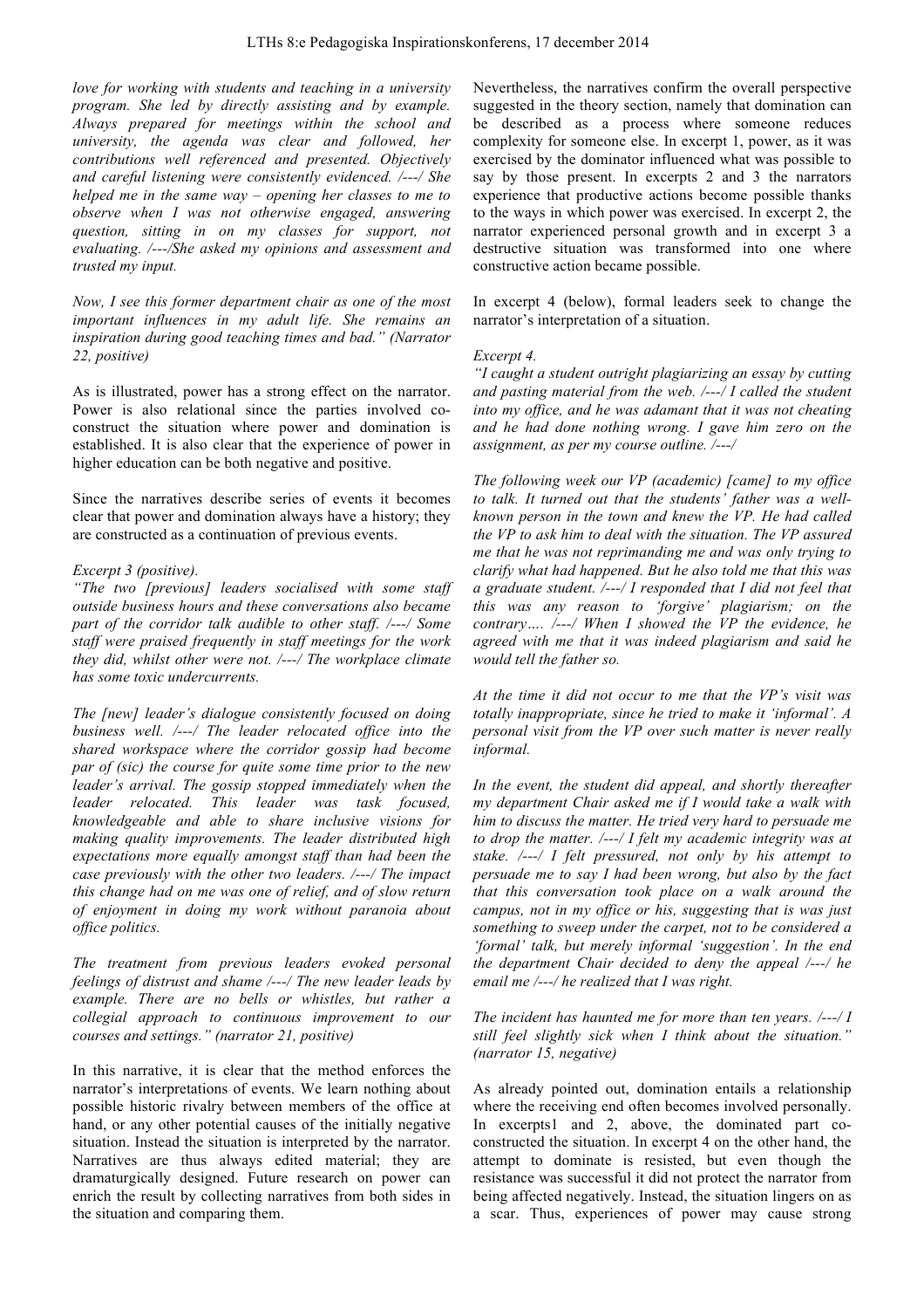*love for working with students and teaching in a university program. She led by directly assisting and by example. Always prepared for meetings within the school and university, the agenda was clear and followed, her contributions well referenced and presented. Objectively and careful listening were consistently evidenced. /---/ She helped me in the same way – opening her classes to me to observe when I was not otherwise engaged, answering question, sitting in on my classes for support, not evaluating. /---/She asked my opinions and assessment and trusted my input.*

*Now, I see this former department chair as one of the most important influences in my adult life. She remains an inspiration during good teaching times and bad." (Narrator 22, positive)*

As is illustrated, power has a strong effect on the narrator. Power is also relational since the parties involved co-construct the situation where power and domination is established. It is also clear that the experience of power in higher education can be both negative and positive.

Since the narratives describe series of events it becomes clear that power and domination always have a history; they are constructed as a continuation of previous events.

*Excerpt 3 (positive).*

*"The two [previous] leaders socialised with some staff outside business hours and these conversations also became part of the corridor talk audible to other staff. /---/ Some staff were praised frequently in staff meetings for the work they did, whilst other were not. /---/ The workplace climate has some toxic undercurrents.*

*The [new] leader's dialogue consistently focused on doing business well. /---/ The leader relocated office into the shared workspace where the corridor gossip had become par of (sic) the course for quite some time prior to the new leader's arrival. The gossip stopped immediately when the leader relocated. This leader was task focused, knowledgeable and able to share inclusive visions for making quality improvements. The leader distributed high expectations more equally amongst staff than had been the case previously with the other two leaders. /---/ The impact this change had on me was one of relief, and of slow return of enjoyment in doing my work without paranoia about office politics.*

*The treatment from previous leaders evoked personal feelings of distrust and shame /---/ The new leader leads by example. There are no bells or whistles, but rather a collegial approach to continuous improvement to our courses and settings." (narrator 21, positive)*

In this narrative, it is clear that the method enforces the narrator's interpretations of events. We learn nothing about possible historic rivalry between members of the office at hand, or any other potential causes of the initially negative situation. Instead the situation is interpreted by the narrator. Narratives are thus always edited material; they are dramaturgically designed. Future research on power can enrich the result by collecting narratives from both sides in the situation and comparing them.

Nevertheless, the narratives confirm the overall perspective suggested in the theory section, namely that domination can be described as a process where someone reduces complexity for someone else. In excerpt 1, power, as it was exercised by the dominator influenced what was possible to say by those present. In excerpts 2 and 3 the narrators experience that productive actions become possible thanks to the ways in which power was exercised. In excerpt 2, the narrator experienced personal growth and in excerpt 3 a destructive situation was transformed into one where constructive action became possible.

In excerpt 4 (below), formal leaders seek to change the narrator's interpretation of a situation.

*Excerpt 4.*

*"I caught a student outright plagiarizing an essay by cutting and pasting material from the web. /---/ I called the student into my office, and he was adamant that it was not cheating and he had done nothing wrong. I gave him zero on the assignment, as per my course outline. /---/*

*The following week our VP (academic) [came] to my office to talk. It turned out that the students' father was a well-known person in the town and knew the VP. He had called the VP to ask him to deal with the situation. The VP assured me that he was not reprimanding me and was only trying to clarify what had happened. But he also told me that this was a graduate student. /---/ I responded that I did not feel that this was any reason to 'forgive' plagiarism; on the contrary…. /---/ When I showed the VP the evidence, he agreed with me that it was indeed plagiarism and said he would tell the father so.*

*At the time it did not occur to me that the VP's visit was totally inappropriate, since he tried to make it 'informal'. A personal visit from the VP over such matter is never really informal.*

*In the event, the student did appeal, and shortly thereafter my department Chair asked me if I would take a walk with him to discuss the matter. He tried very hard to persuade me to drop the matter. /---/ I felt my academic integrity was at stake. /---/ I felt pressured, not only by his attempt to persuade me to say I had been wrong, but also by the fact that this conversation took place on a walk around the campus, not in my office or his, suggesting that is was just something to sweep under the carpet, not to be considered a 'formal' talk, but merely informal 'suggestion'. In the end the department Chair decided to deny the appeal /---/ he email me /---/ he realized that I was right.*

*The incident has haunted me for more than ten years. /---/ I still feel slightly sick when I think about the situation." (narrator 15, negative)*

As already pointed out, domination entails a relationship where the receiving end often becomes involved personally. In excerpts1 and 2, above, the dominated part co-constructed the situation. In excerpt 4 on the other hand, the attempt to dominate is resisted, but even though the resistance was successful it did not protect the narrator from being affected negatively. Instead, the situation lingers on as a scar. Thus, experiences of power may cause strong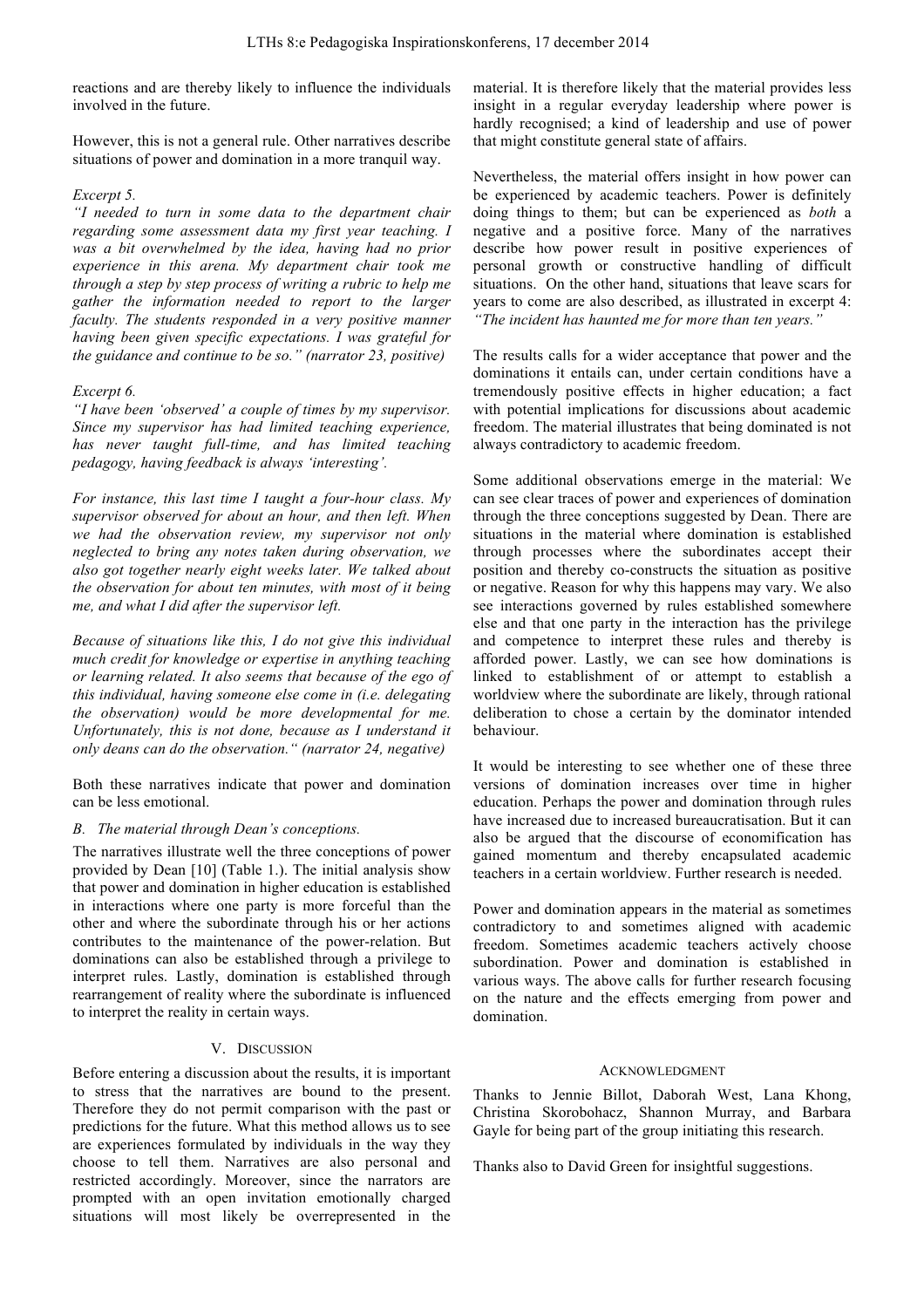reactions and are thereby likely to influence the individuals involved in the future.

However, this is not a general rule. Other narratives describe situations of power and domination in a more tranquil way.

*Excerpt 5.*
*"I needed to turn in some data to the department chair regarding some assessment data my first year teaching. I was a bit overwhelmed by the idea, having had no prior experience in this arena. My department chair took me through a step by step process of writing a rubric to help me gather the information needed to report to the larger faculty. The students responded in a very positive manner having been given specific expectations. I was grateful for the guidance and continue to be so." (narrator 23, positive)*

*Excerpt 6.*
*"I have been 'observed' a couple of times by my supervisor. Since my supervisor has had limited teaching experience, has never taught full-time, and has limited teaching pedagogy, having feedback is always 'interesting'.*

*For instance, this last time I taught a four-hour class. My supervisor observed for about an hour, and then left. When we had the observation review, my supervisor not only neglected to bring any notes taken during observation, we also got together nearly eight weeks later. We talked about the observation for about ten minutes, with most of it being me, and what I did after the supervisor left.*

*Because of situations like this, I do not give this individual much credit for knowledge or expertise in anything teaching or learning related. It also seems that because of the ego of this individual, having someone else come in (i.e. delegating the observation) would be more developmental for me. Unfortunately, this is not done, because as I understand it only deans can do the observation." (narrator 24, negative)*

Both these narratives indicate that power and domination can be less emotional.

### B. The material through Dean's conceptions.

The narratives illustrate well the three conceptions of power provided by Dean [10] (Table 1.). The initial analysis show that power and domination in higher education is established in interactions where one party is more forceful than the other and where the subordinate through his or her actions contributes to the maintenance of the power-relation. But dominations can also be established through a privilege to interpret rules. Lastly, domination is established through rearrangement of reality where the subordinate is influenced to interpret the reality in certain ways.

## V. Discussion

Before entering a discussion about the results, it is important to stress that the narratives are bound to the present. Therefore they do not permit comparison with the past or predictions for the future. What this method allows us to see are experiences formulated by individuals in the way they choose to tell them. Narratives are also personal and restricted accordingly. Moreover, since the narrators are prompted with an open invitation emotionally charged situations will most likely be overrepresented in the material. It is therefore likely that the material provides less insight in a regular everyday leadership where power is hardly recognised; a kind of leadership and use of power that might constitute general state of affairs.

Nevertheless, the material offers insight in how power can be experienced by academic teachers. Power is definitely doing things to them; but can be experienced as *both* a negative and a positive force. Many of the narratives describe how power result in positive experiences of personal growth or constructive handling of difficult situations. On the other hand, situations that leave scars for years to come are also described, as illustrated in excerpt 4: *"The incident has haunted me for more than ten years."*

The results calls for a wider acceptance that power and the dominations it entails can, under certain conditions have a tremendously positive effects in higher education; a fact with potential implications for discussions about academic freedom. The material illustrates that being dominated is not always contradictory to academic freedom.

Some additional observations emerge in the material: We can see clear traces of power and experiences of domination through the three conceptions suggested by Dean. There are situations in the material where domination is established through processes where the subordinates accept their position and thereby co-constructs the situation as positive or negative. Reason for why this happens may vary. We also see interactions governed by rules established somewhere else and that one party in the interaction has the privilege and competence to interpret these rules and thereby is afforded power. Lastly, we can see how dominations is linked to establishment of or attempt to establish a worldview where the subordinate are likely, through rational deliberation to chose a certain by the dominator intended behaviour.

It would be interesting to see whether one of these three versions of domination increases over time in higher education. Perhaps the power and domination through rules have increased due to increased bureaucratisation. But it can also be argued that the discourse of economification has gained momentum and thereby encapsulated academic teachers in a certain worldview. Further research is needed.

Power and domination appears in the material as sometimes contradictory to and sometimes aligned with academic freedom. Sometimes academic teachers actively choose subordination. Power and domination is established in various ways. The above calls for further research focusing on the nature and the effects emerging from power and domination.

## Acknowledgment

Thanks to Jennie Billot, Daborah West, Lana Khong, Christina Skorobohacz, Shannon Murray, and Barbara Gayle for being part of the group initiating this research.

Thanks also to David Green for insightful suggestions.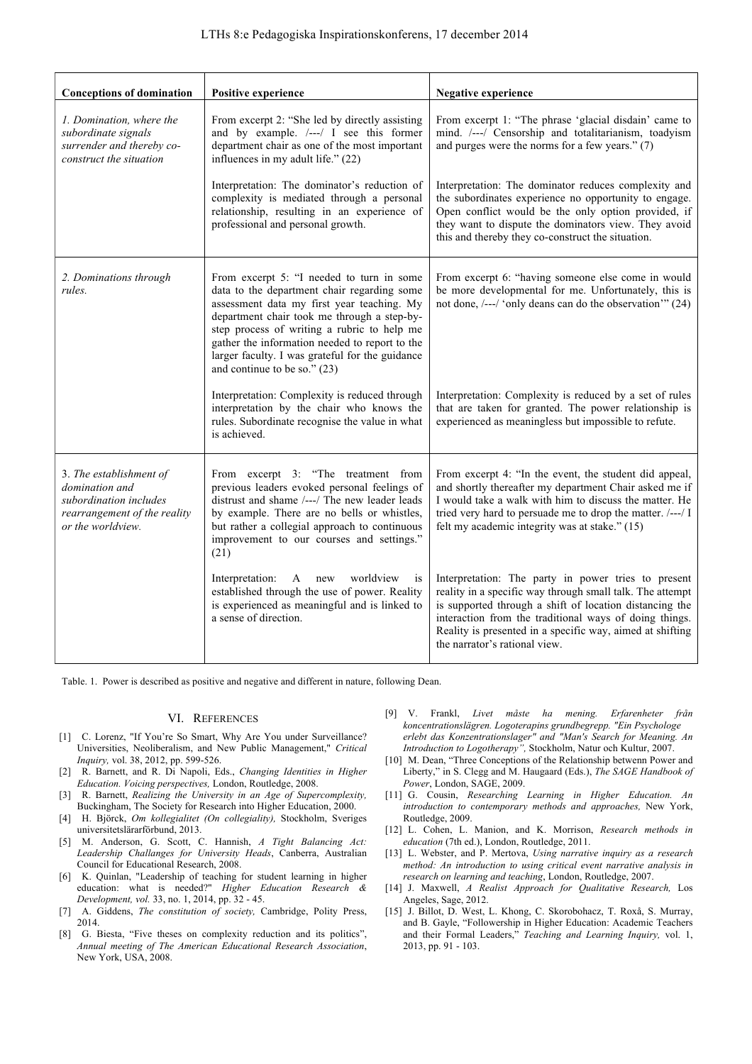| Conceptions of domination | Positive experience | Negative experience |
|---|---|---|
| *1. Domination, where the subordinate signals surrender and thereby co-construct the situation* | From excerpt 2: "She led by directly assisting and by example. /---/ I see this former department chair as one of the most important influences in my adult life." (22)<br><br>Interpretation: The dominator's reduction of complexity is mediated through a personal relationship, resulting in an experience of professional and personal growth. | From excerpt 1: "The phrase 'glacial disdain' came to mind. /---/ Censorship and totalitarianism, toadyism and purges were the norms for a few years." (7)<br><br>Interpretation: The dominator reduces complexity and the subordinates experience no opportunity to engage. Open conflict would be the only option provided, if they want to dispute the dominators view. They avoid this and thereby they co-construct the situation. |
| *2. Dominations through rules.* | From excerpt 5: "I needed to turn in some data to the department chair regarding some assessment data my first year teaching. My department chair took me through a step-by-step process of writing a rubric to help me gather the information needed to report to the larger faculty. I was grateful for the guidance and continue to be so." (23)<br><br>Interpretation: Complexity is reduced through interpretation by the chair who knows the rules. Subordinate recognise the value in what is achieved. | From excerpt 6: "having someone else come in would be more developmental for me. Unfortunately, this is not done, /---/ 'only deans can do the observation'" (24)<br><br>Interpretation: Complexity is reduced by a set of rules that are taken for granted. The power relationship is experienced as meaningless but impossible to refute. |
| 3. *The establishment of domination and subordination includes rearrangement of the reality or the worldview.* | From excerpt 3: "The treatment from previous leaders evoked personal feelings of distrust and shame /---/ The new leader leads by example. There are no bells or whistles, but rather a collegial approach to continuous improvement to our courses and settings." (21)<br><br>Interpretation: A new worldview is established through the use of power. Reality is experienced as meaningful and is linked to a sense of direction. | From excerpt 4: "In the event, the student did appeal, and shortly thereafter my department Chair asked me if I would take a walk with him to discuss the matter. He tried very hard to persuade me to drop the matter. /---/ I felt my academic integrity was at stake." (15)<br><br>Interpretation: The party in power tries to present reality in a specific way through small talk. The attempt is supported through a shift of location distancing the interaction from the traditional ways of doing things. Reality is presented in a specific way, aimed at shifting the narrator's rational view. |

Table. 1. Power is described as positive and negative and different in nature, following Dean.

## VI. References

[1] C. Lorenz, "If You're So Smart, Why Are You under Surveillance? Universities, Neoliberalism, and New Public Management," *Critical Inquiry,* vol. 38, 2012, pp. 599-526.

[2] R. Barnett, and R. Di Napoli, Eds., *Changing Identities in Higher Education. Voicing perspectives,* London, Routledge, 2008.

[3] R. Barnett, *Realizing the University in an Age of Supercomplexity,* Buckingham, The Society for Research into Higher Education, 2000.

[4] H. Björck, *Om kollegialitet (On collegiality),* Stockholm, Sveriges universitetslärarförbund, 2013.

[5] M. Anderson, G. Scott, C. Hannish, *A Tight Balancing Act: Leadership Challanges for University Heads*, Canberra, Australian Council for Educational Research, 2008.

[6] K. Quinlan, "Leadership of teaching for student learning in higher education: what is needed?" *Higher Education Research & Development, vol.* 33, no. 1, 2014, pp. 32 - 45.

[7] A. Giddens, *The constitution of society,* Cambridge, Polity Press, 2014.

[8] G. Biesta, "Five theses on complexity reduction and its politics", *Annual meeting of The American Educational Research Association*, New York, USA, 2008.

[9] V. Frankl, *Livet måste ha mening. Erfarenheter från koncentrationslägren. Logoterapins grundbegrepp. "Ein Psychologe erlebt das Konzentrationslager" and "Man's Search for Meaning. An Introduction to Logotherapy",* Stockholm, Natur och Kultur, 2007.

[10] M. Dean, "Three Conceptions of the Relationship betwenn Power and Liberty," in S. Clegg and M. Haugaard (Eds.), *The SAGE Handbook of Power*, London, SAGE, 2009.

[11] G. Cousin, *Researching Learning in Higher Education. An introduction to contemporary methods and approaches,* New York, Routledge, 2009.

[12] L. Cohen, L. Manion, and K. Morrison, *Research methods in education* (7th ed.), London, Routledge, 2011.

[13] L. Webster, and P. Mertova, *Using narrative inquiry as a research method: An introduction to using critical event narrative analysis in research on learning and teaching*, London, Routledge, 2007.

[14] J. Maxwell, *A Realist Approach for Qualitative Research,* Los Angeles, Sage, 2012.

[15] J. Billot, D. West, L. Khong, C. Skorobohacz, T. Roxå, S. Murray, and B. Gayle, "Followership in Higher Education: Academic Teachers and their Formal Leaders," *Teaching and Learning Inquiry,* vol. 1, 2013, pp. 91 - 103.